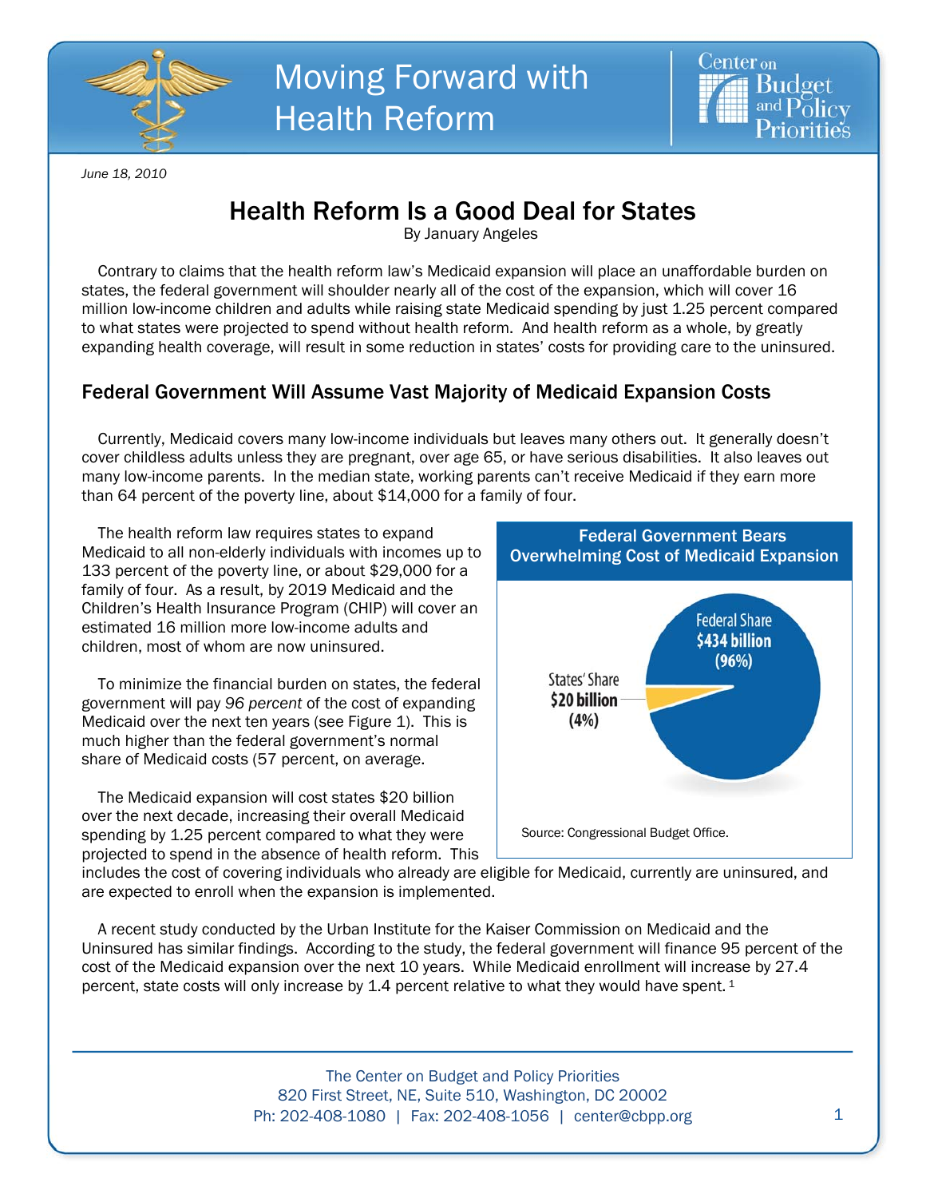Moving Forward with Health Reform

June 18, 2010

# Health Reform Is a Good Deal for States

By January Angeles

Contrary to claims that the health reform law's Medicaid expansion will place an unaffordable burden on states, the federal government will shoulder nearly all of the cost of the expansion, which will cover 16 million low-income children and adults while raising state Medicaid spending by just 1.25 percent compared to what states were projected to spend without health reform. And health reform as a whole, by greatly expanding health coverage, will result in some reduction in states' costs for providing care to the uninsured.

## Federal Government Will Assume Vast Majority of Medicaid Expansion Costs

Currently, Medicaid covers many low-income individuals but leaves many others out. It generally doesn't cover childless adults unless they are pregnant, over age 65, or have serious disabilities. It also leaves out many low-income parents. In the median state, working parents can't receive Medicaid if they earn more than 64 percent of the poverty line, about $14,000 for a family of four.

The health reform law requires states to expand Medicaid to all non-elderly individuals with incomes up to 133 percent of the poverty line, or about $29,000 for a family of four. As a result, by 2019 Medicaid and the Children's Health Insurance Program (CHIP) will cover an estimated 16 million more low-income adults and children, most of whom are now uninsured.

To minimize the financial burden on states, the federal government will pay *96 percent* of the cost of expanding Medicaid over the next ten years (see Figure 1). This is much higher than the federal government's normal share of Medicaid costs (57 percent, on average.

The Medicaid expansion will cost states $20 billion over the next decade, increasing their overall Medicaid spending by 1.25 percent compared to what they were projected to spend in the absence of health reform. This includes the cost of covering individuals who already are eligible for Medicaid, currently are uninsured, and are expected to enroll when the expansion is implemented.

**Federal Government Bears Overwhelming Cost of Medicaid Expansion**

Federal Share **$434 billion (96%)**

States' Share **$20 billion (4%)**

Source: Congressional Budget Office.

A recent study conducted by the Urban Institute for the Kaiser Commission on Medicaid and the Uninsured has similar findings. According to the study, the federal government will finance 95 percent of the cost of the Medicaid expansion over the next 10 years. While Medicaid enrollment will increase by 27.4 percent, state costs will only increase by 1.4 percent relative to what they would have spent.[1]

The Center on Budget and Policy Priorities
820 First Street, NE, Suite 510, Washington, DC 20002
Ph: 202-408-1080 | Fax: 202-408-1056 | center@cbpp.org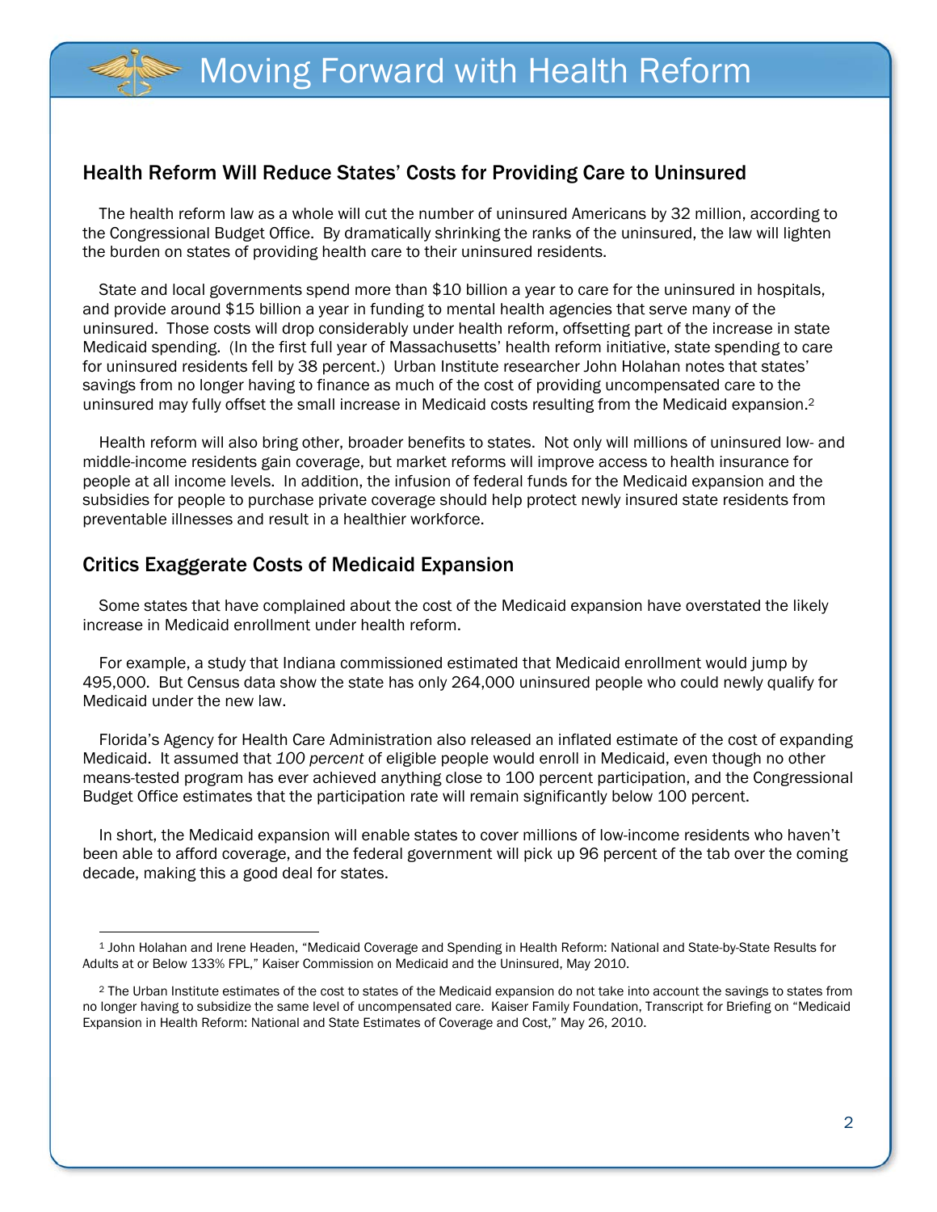# Moving Forward with Health Reform

## Health Reform Will Reduce States' Costs for Providing Care to Uninsured

The health reform law as a whole will cut the number of uninsured Americans by 32 million, according to the Congressional Budget Office. By dramatically shrinking the ranks of the uninsured, the law will lighten the burden on states of providing health care to their uninsured residents.

State and local governments spend more than $10 billion a year to care for the uninsured in hospitals, and provide around $15 billion a year in funding to mental health agencies that serve many of the uninsured. Those costs will drop considerably under health reform, offsetting part of the increase in state Medicaid spending. (In the first full year of Massachusetts' health reform initiative, state spending to care for uninsured residents fell by 38 percent.) Urban Institute researcher John Holahan notes that states' savings from no longer having to finance as much of the cost of providing uncompensated care to the uninsured may fully offset the small increase in Medicaid costs resulting from the Medicaid expansion.[2]

Health reform will also bring other, broader benefits to states. Not only will millions of uninsured low- and middle-income residents gain coverage, but market reforms will improve access to health insurance for people at all income levels. In addition, the infusion of federal funds for the Medicaid expansion and the subsidies for people to purchase private coverage should help protect newly insured state residents from preventable illnesses and result in a healthier workforce.

## Critics Exaggerate Costs of Medicaid Expansion

Some states that have complained about the cost of the Medicaid expansion have overstated the likely increase in Medicaid enrollment under health reform.

For example, a study that Indiana commissioned estimated that Medicaid enrollment would jump by 495,000. But Census data show the state has only 264,000 uninsured people who could newly qualify for Medicaid under the new law.

Florida's Agency for Health Care Administration also released an inflated estimate of the cost of expanding Medicaid. It assumed that *100 percent* of eligible people would enroll in Medicaid, even though no other means-tested program has ever achieved anything close to 100 percent participation, and the Congressional Budget Office estimates that the participation rate will remain significantly below 100 percent.

In short, the Medicaid expansion will enable states to cover millions of low-income residents who haven't been able to afford coverage, and the federal government will pick up 96 percent of the tab over the coming decade, making this a good deal for states.

---

[1] John Holahan and Irene Headen, "Medicaid Coverage and Spending in Health Reform: National and State-by-State Results for Adults at or Below 133% FPL," Kaiser Commission on Medicaid and the Uninsured, May 2010.

[2] The Urban Institute estimates of the cost to states of the Medicaid expansion do not take into account the savings to states from no longer having to subsidize the same level of uncompensated care. Kaiser Family Foundation, Transcript for Briefing on "Medicaid Expansion in Health Reform: National and State Estimates of Coverage and Cost," May 26, 2010.